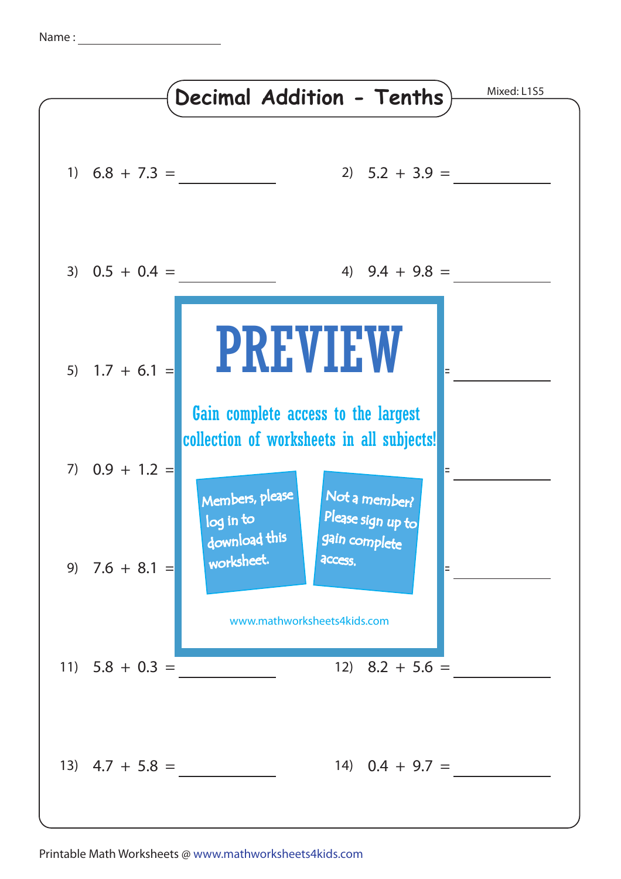Name : ____________________

# Decimal Addition - Tenths

Mixed: L1S5

1) $6.8 + 7.3 =$ __________

2) $5.2 + 3.9 =$ __________

3) $0.5 + 0.4 =$ __________

4) $9.4 + 9.8 =$ __________

5) $1.7 + 6.1 =$ __________

6) __________

7) $0.9 + 1.2 =$ __________

8) __________

9) $7.6 + 8.1 =$ __________

10) __________

11) $5.8 + 0.3 =$ __________

12) $8.2 + 5.6 =$ __________

13) $4.7 + 5.8 =$ __________

14) $0.4 + 9.7 =$ __________

**PREVIEW**

Gain complete access to the largest collection of worksheets in all subjects!

Members, please log in to download this worksheet.

Not a member? Please sign up to gain complete access.

www.mathworksheets4kids.com

Printable Math Worksheets @ www.mathworksheets4kids.com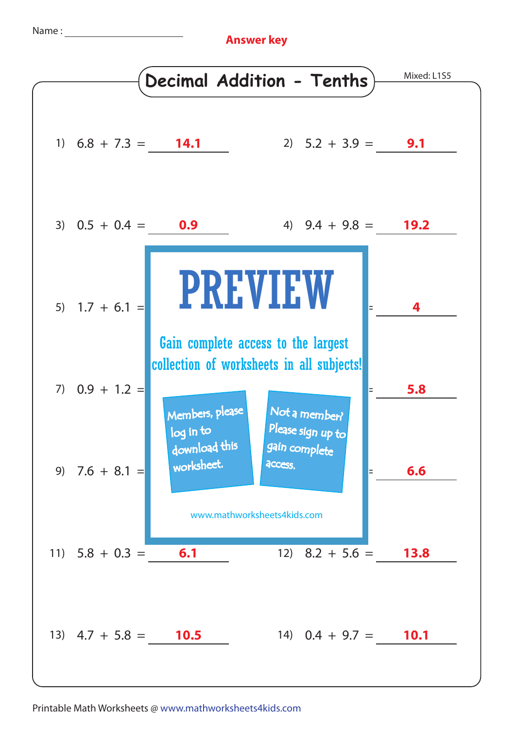Name :

**Answer key**

# Decimal Addition - Tenths

Mixed: L1S5

1) 6.8 + 7.3 = **14.1**

2) 5.2 + 3.9 = **9.1**

3) 0.5 + 0.4 = **0.9**

4) 9.4 + 9.8 = **19.2**

5) 1.7 + 6.1 =

6) = **4**

7) 0.9 + 1.2 =

8) = **5.8**

9) 7.6 + 8.1 =

10) = **6.6**

11) 5.8 + 0.3 = **6.1**

12) 8.2 + 5.6 = **13.8**

13) 4.7 + 5.8 = **10.5**

14) 0.4 + 9.7 = **10.1**

PREVIEW

Gain complete access to the largest collection of worksheets in all subjects!

Members, please log in to download this worksheet.

Not a member? Please sign up to gain complete access.

www.mathworksheets4kids.com

Printable Math Worksheets @ www.mathworksheets4kids.com